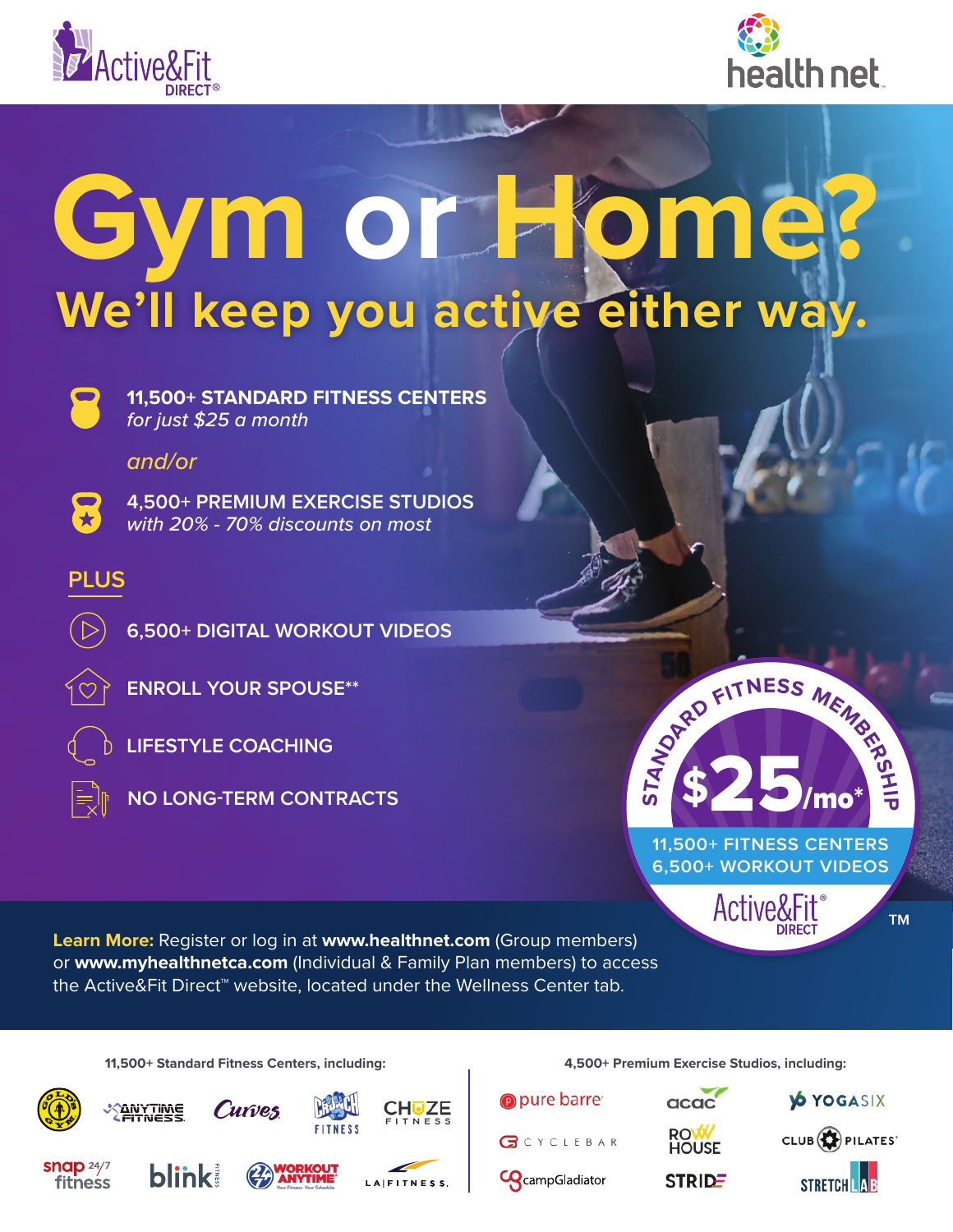Active&Fit DIRECT®

health net

# Gym or Home?

## We'll keep you active either way.

**11,500+ STANDARD FITNESS CENTERS**
*for just $25 a month*

*and/or*

**4,500+ PREMIUM EXERCISE STUDIOS**
*with 20% - 70% discounts on most*

**PLUS**

- 6,500+ DIGITAL WORKOUT VIDEOS
- ENROLL YOUR SPOUSE**
- LIFESTYLE COACHING
- NO LONG-TERM CONTRACTS

STANDARD FITNESS MEMBERSHIP
$25/mo*
11,500+ FITNESS CENTERS
6,500+ WORKOUT VIDEOS
Active&Fit® DIRECT™

**Learn More:** Register or log in at **www.healthnet.com** (Group members) or **www.myhealthnetca.com** (Individual & Family Plan members) to access the Active&Fit Direct™ website, located under the Wellness Center tab.

**11,500+ Standard Fitness Centers, including:**

Gold's Gym, Anytime Fitness, Curves, Crunch Fitness, Chuze Fitness, Snap 24/7 Fitness, Blink Fitness, 24/7 Workout Anytime, LA Fitness

**4,500+ Premium Exercise Studios, including:**

pure barre, acac, YogaSix, Cyclebar, Row House, Club Pilates, campGladiator, Stride, StretchLab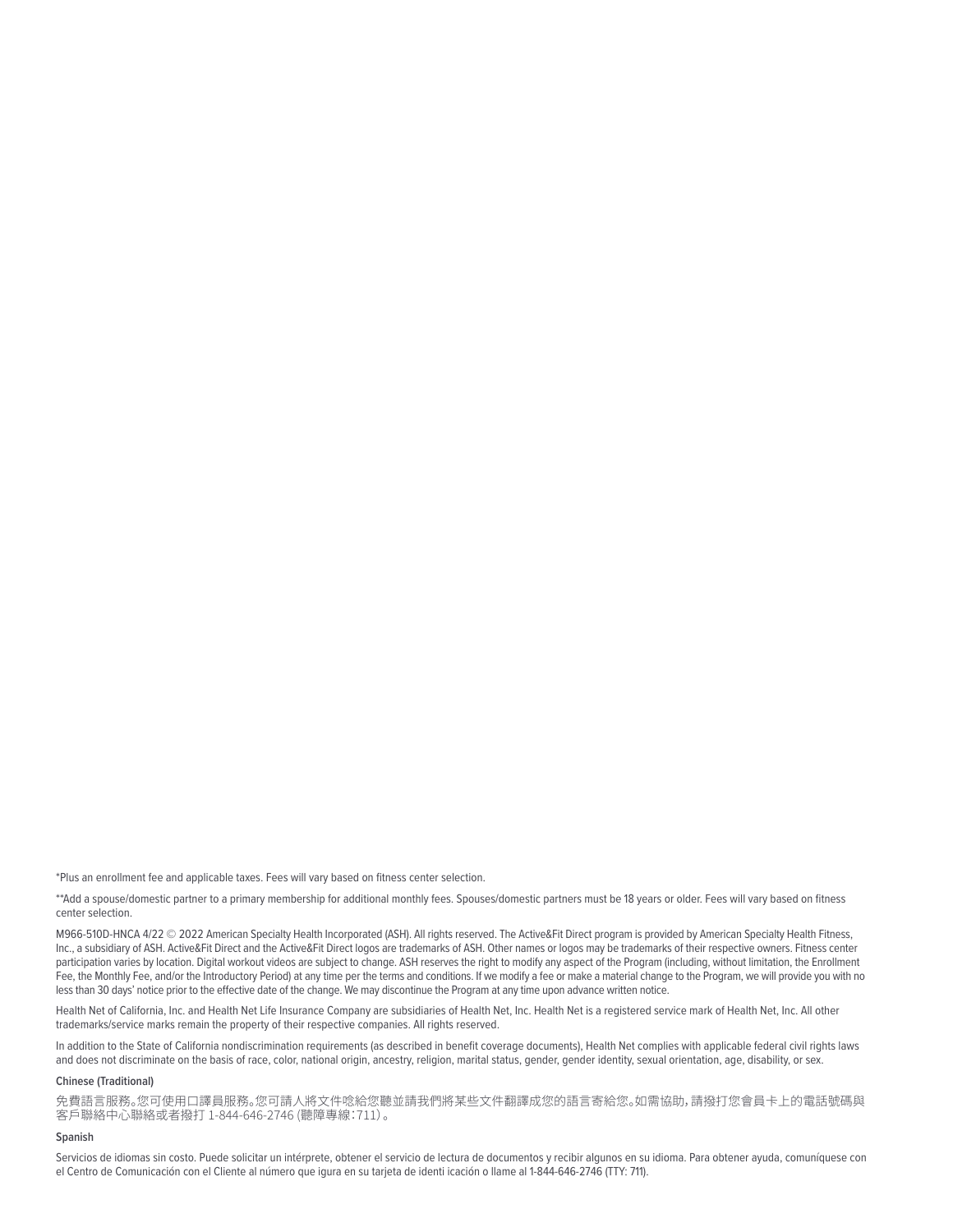*Plus an enrollment fee and applicable taxes. Fees will vary based on fitness center selection.

**Add a spouse/domestic partner to a primary membership for additional monthly fees. Spouses/domestic partners must be 18 years or older. Fees will vary based on fitness center selection.

M966-510D-HNCA 4/22 © 2022 American Specialty Health Incorporated (ASH). All rights reserved. The Active&Fit Direct program is provided by American Specialty Health Fitness, Inc., a subsidiary of ASH. Active&Fit Direct and the Active&Fit Direct logos are trademarks of ASH. Other names or logos may be trademarks of their respective owners. Fitness center participation varies by location. Digital workout videos are subject to change. ASH reserves the right to modify any aspect of the Program (including, without limitation, the Enrollment Fee, the Monthly Fee, and/or the Introductory Period) at any time per the terms and conditions. If we modify a fee or make a material change to the Program, we will provide you with no less than 30 days' notice prior to the effective date of the change. We may discontinue the Program at any time upon advance written notice.

Health Net of California, Inc. and Health Net Life Insurance Company are subsidiaries of Health Net, Inc. Health Net is a registered service mark of Health Net, Inc. All other trademarks/service marks remain the property of their respective companies. All rights reserved.

In addition to the State of California nondiscrimination requirements (as described in benefit coverage documents), Health Net complies with applicable federal civil rights laws and does not discriminate on the basis of race, color, national origin, ancestry, religion, marital status, gender, gender identity, sexual orientation, age, disability, or sex.

**Chinese (Traditional)**

免費語言服務。您可使用口譯員服務。您可請人將文件唸給您聽並請我們將某些文件翻譯成您的語言寄給您。如需協助，請撥打您會員卡上的電話號碼與客戶聯絡中心聯絡或者撥打 1-844-646-2746 (聽障專線：711)。

**Spanish**

Servicios de idiomas sin costo. Puede solicitar un intérprete, obtener el servicio de lectura de documentos y recibir algunos en su idioma. Para obtener ayuda, comuníquese con el Centro de Comunicación con el Cliente al número que igura en su tarjeta de identi icación o llame al 1-844-646-2746 (TTY: 711).